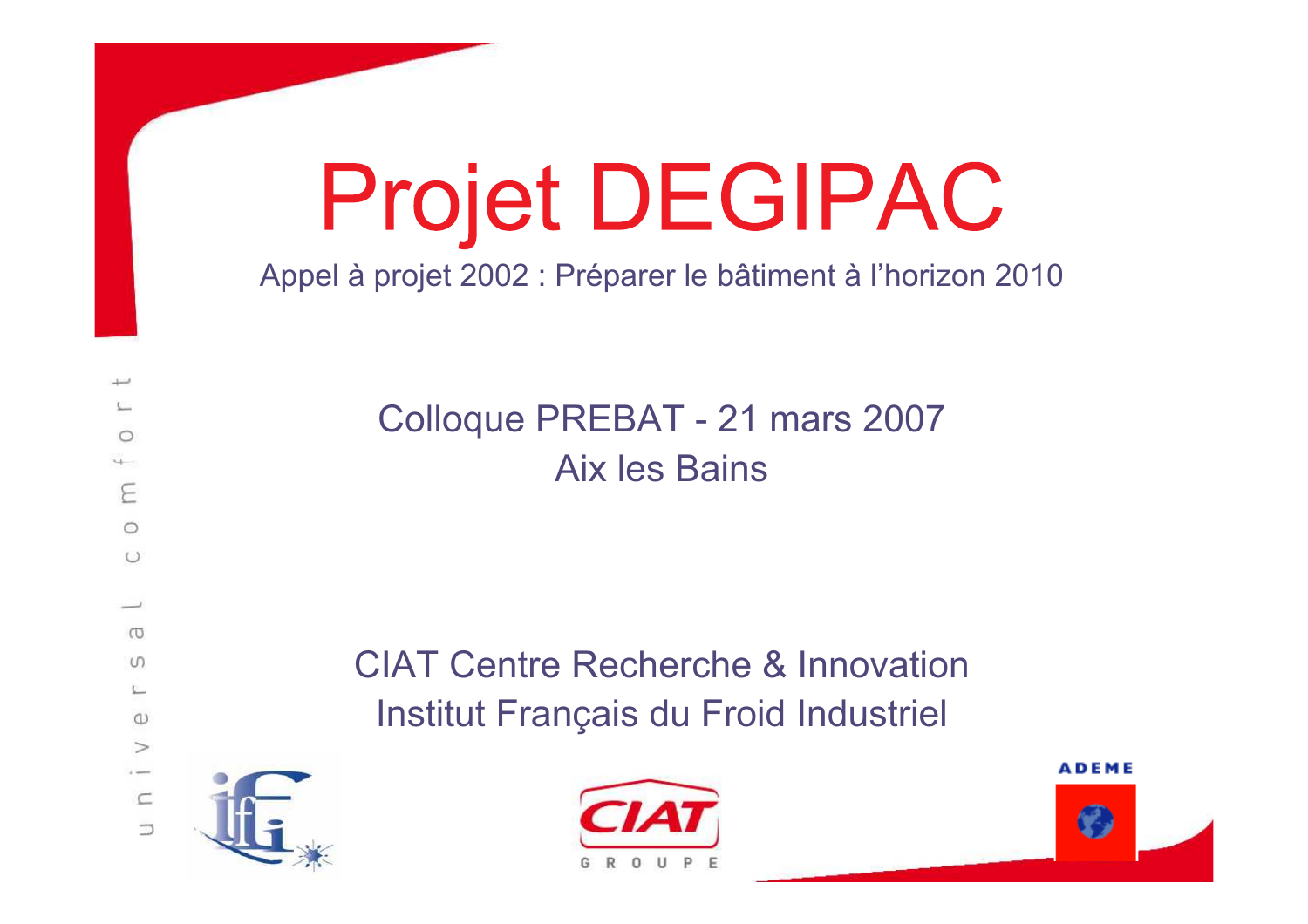# Projet DEGIPAC

Appel à projet 2002 : Préparer le bâtiment à l'horizon 2010

Colloque PREBAT - 21 mars 2007
Aix les Bains

CIAT Centre Recherche & Innovation
Institut Français du Froid Industriel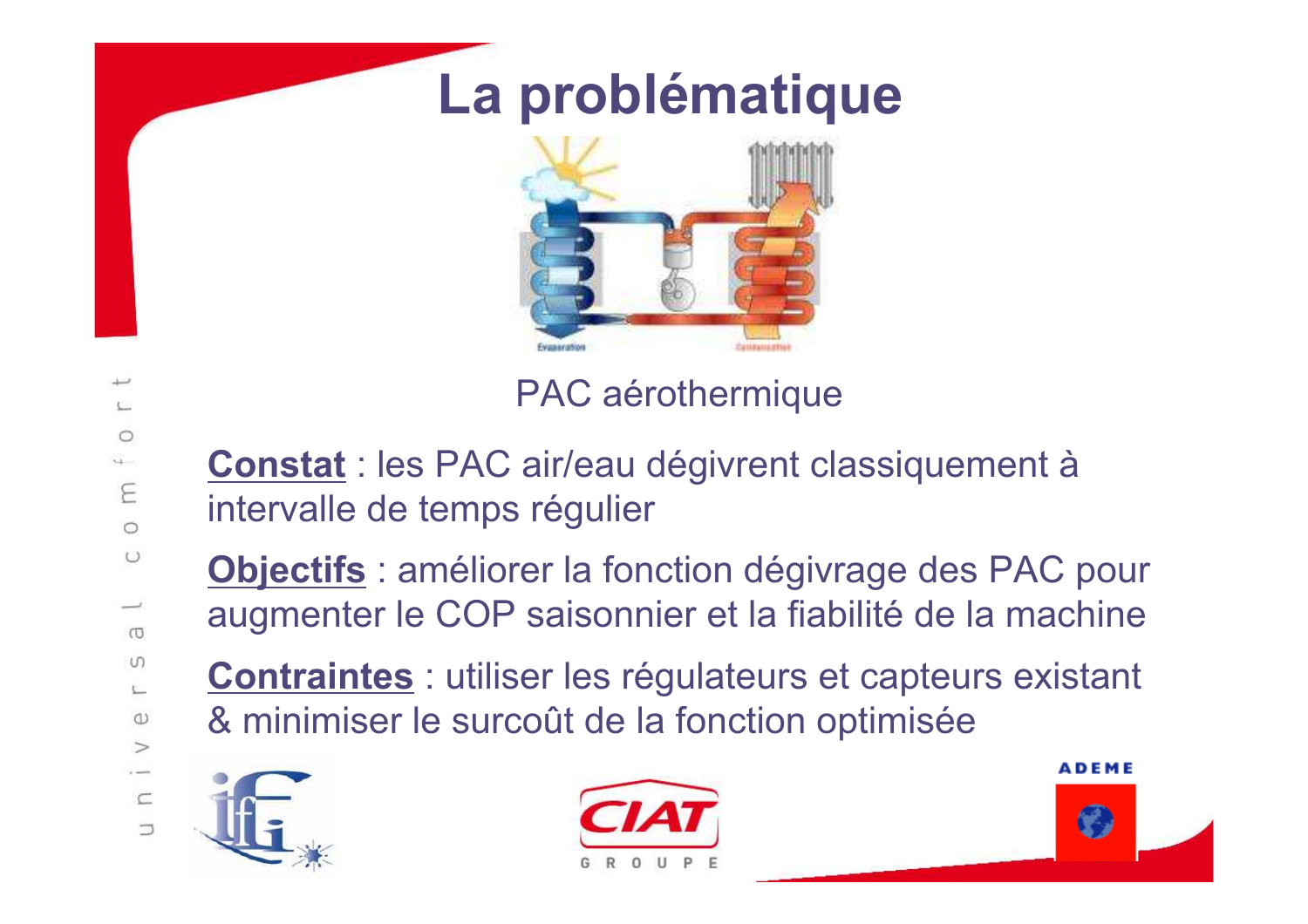# La problématique

PAC aérothermique

**Constat** : les PAC air/eau dégivrent classiquement à intervalle de temps régulier

**Objectifs** : améliorer la fonction dégivrage des PAC pour augmenter le COP saisonnier et la fiabilité de la machine

**Contraintes** : utiliser les régulateurs et capteurs existant & minimiser le surcoût de la fonction optimisée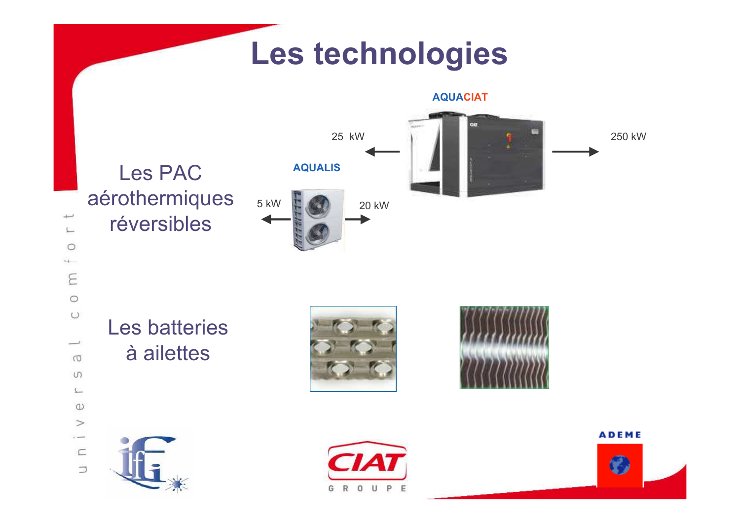# Les technologies

Les PAC aérothermiques réversibles

AQUACIAT

25 kW

250 kW

AQUALIS

5 kW

20 kW

Les batteries à ailettes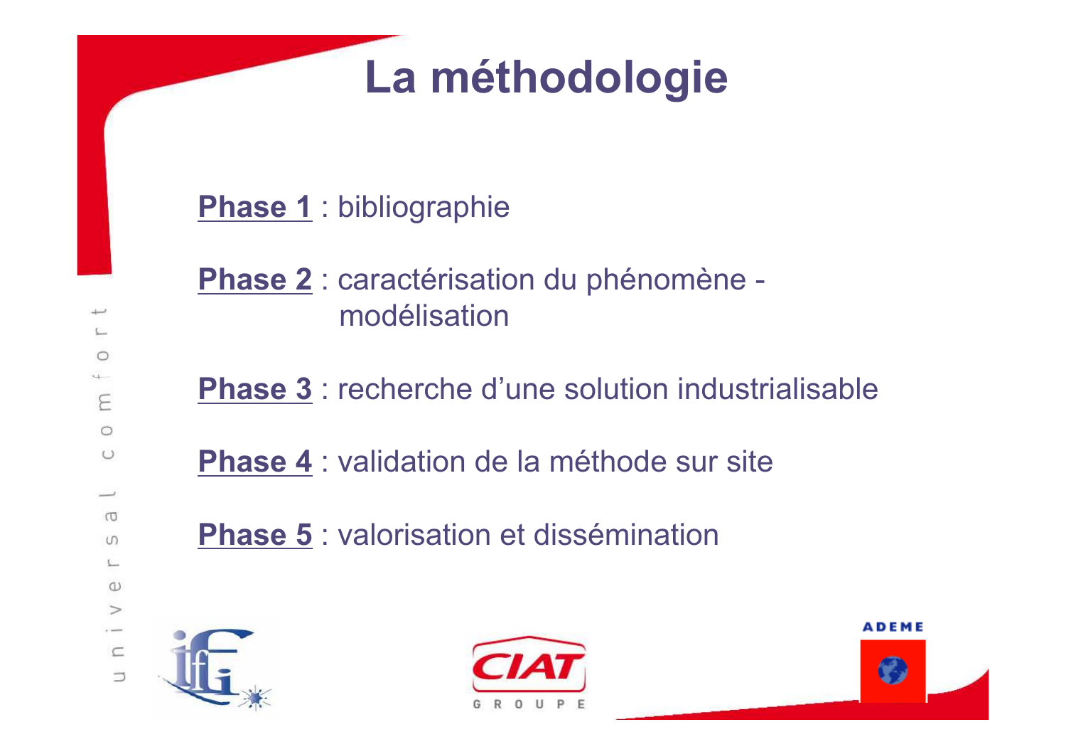# La méthodologie

**Phase 1** : bibliographie

**Phase 2** : caractérisation du phénomène - modélisation

**Phase 3** : recherche d'une solution industrialisable

**Phase 4** : validation de la méthode sur site

**Phase 5** : valorisation et dissémination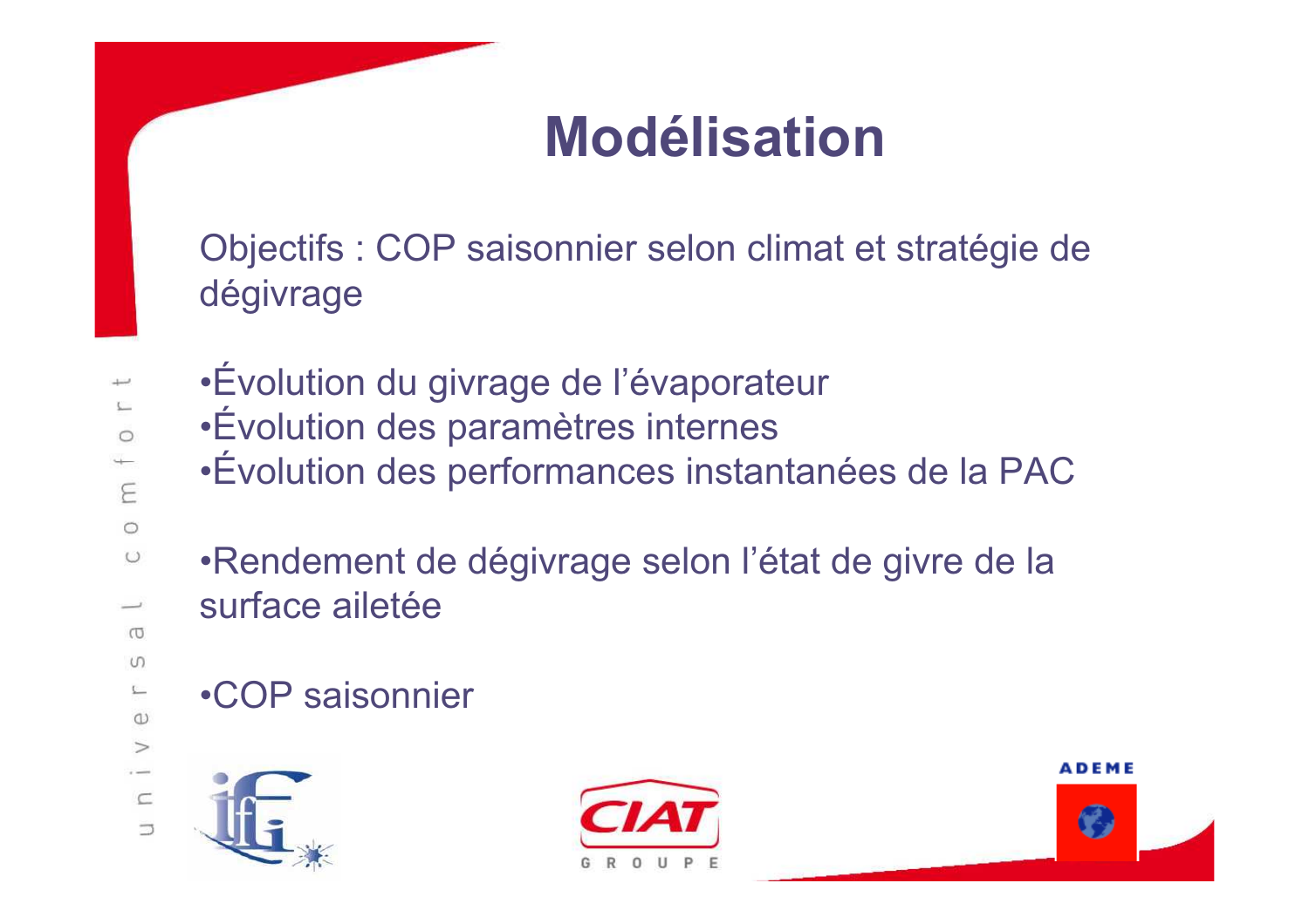# Modélisation

Objectifs : COP saisonnier selon climat et stratégie de dégivrage

- Évolution du givrage de l'évaporateur
- Évolution des paramètres internes
- Évolution des performances instantanées de la PAC

- Rendement de dégivrage selon l'état de givre de la surface ailetée

- COP saisonnier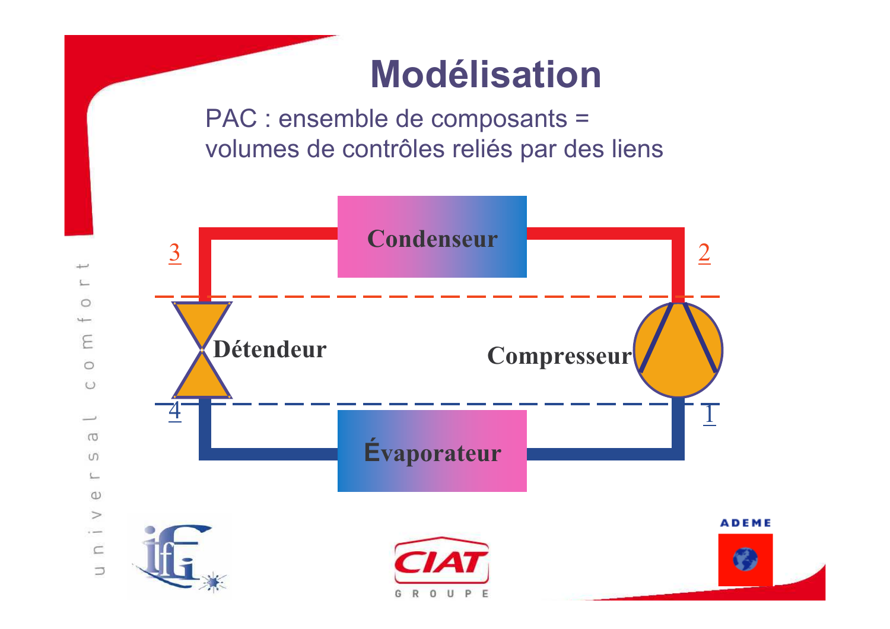# Modélisation

PAC : ensemble de composants = volumes de contrôles reliés par des liens

Condenseur

3

2

Détendeur

Compresseur

4

1

Évaporateur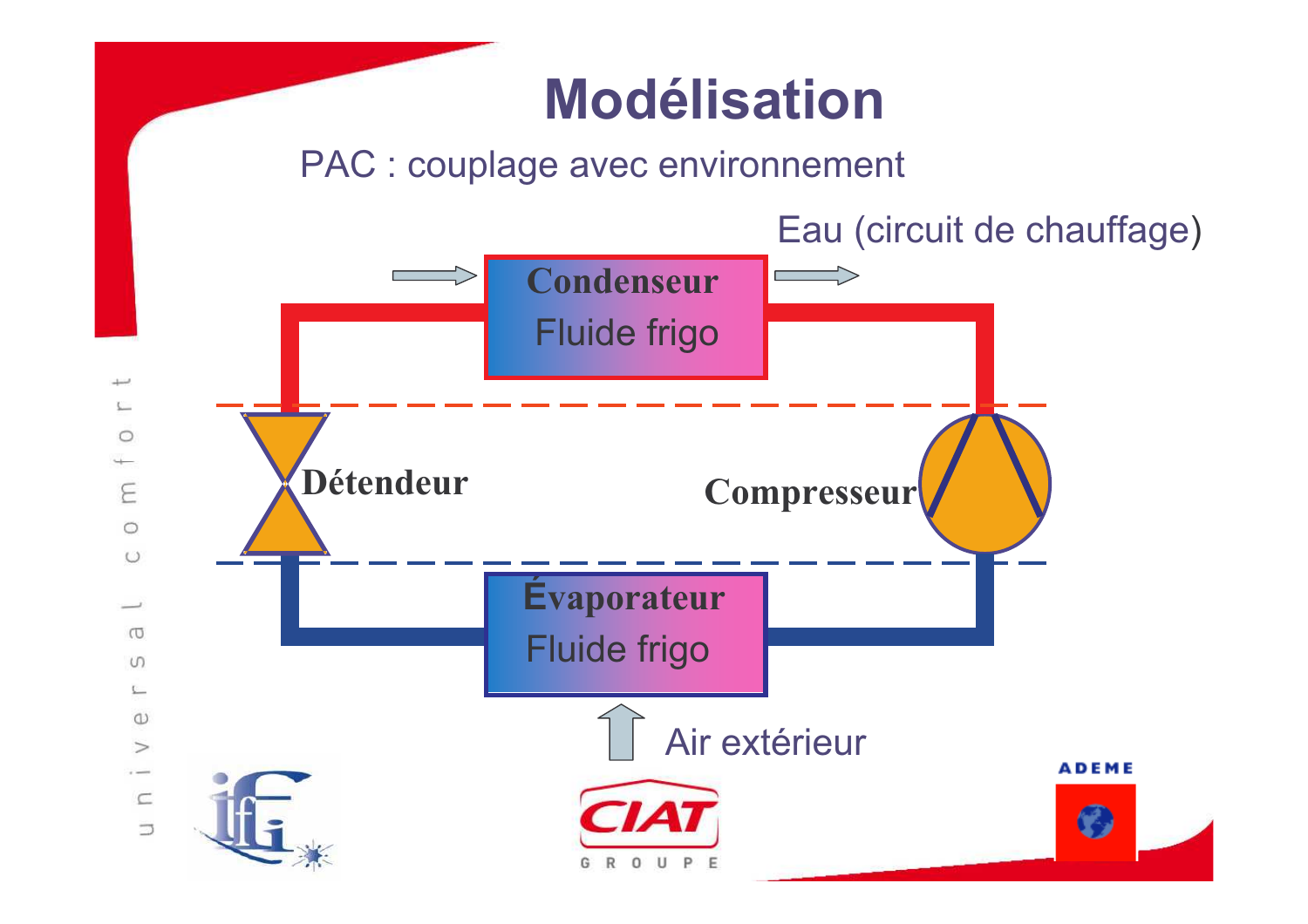# Modélisation

PAC : couplage avec environnement

Eau (circuit de chauffage)

**Condenseur**
Fluide frigo

**Détendeur**

**Compresseur**

**Évaporateur**
Fluide frigo

Air extérieur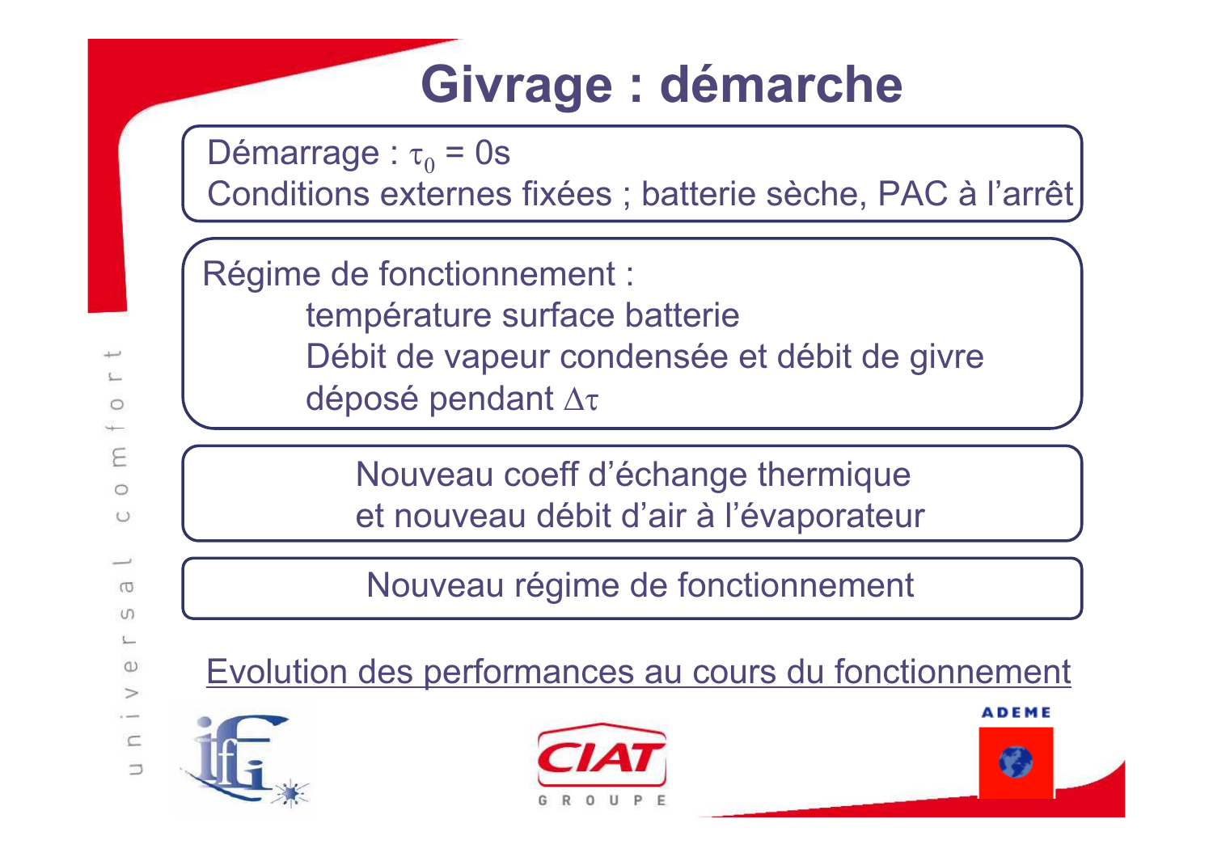# Givrage : démarche

Démarrage : $\tau_0$ = 0s
Conditions externes fixées ; batterie sèche, PAC à l'arrêt

Régime de fonctionnement :
- température surface batterie
- Débit de vapeur condensée et débit de givre déposé pendant $\Delta\tau$

Nouveau coeff d'échange thermique et nouveau débit d'air à l'évaporateur

Nouveau régime de fonctionnement

Evolution des performances au cours du fonctionnement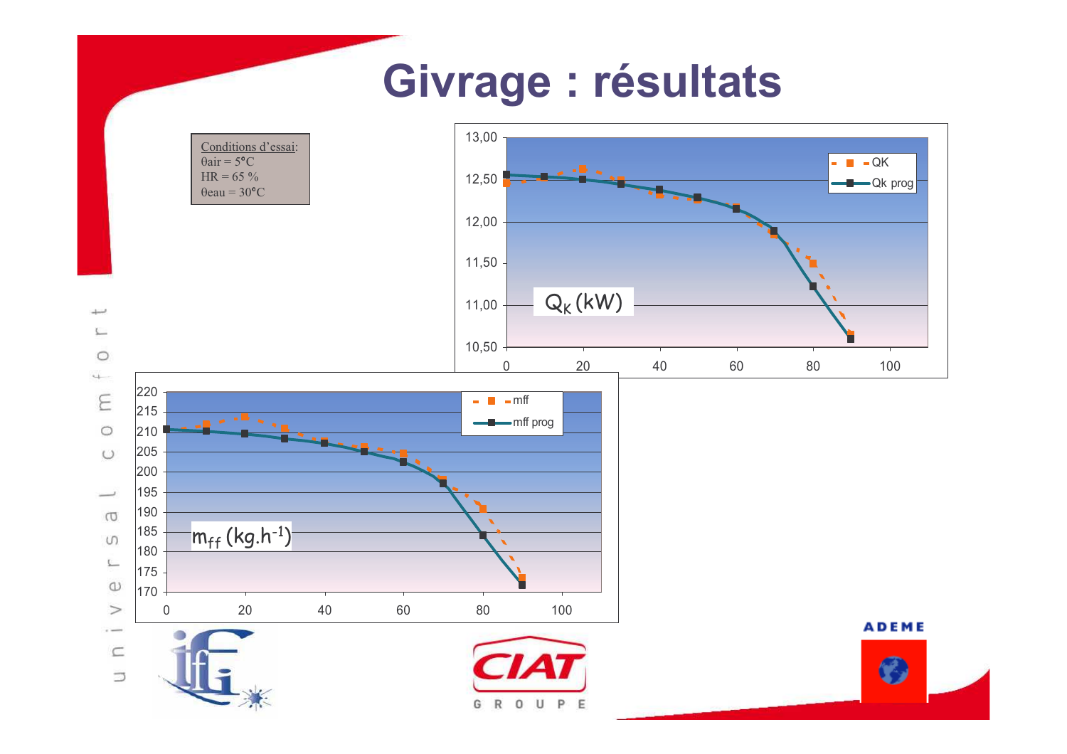# Givrage : résultats

Conditions d'essai:
θair = 5°C
HR = 65 %
θeau = 30°C

$Q_K$ (kW)

- QK
- Qk prog

$m_{ff}$ (kg.h$^{-1}$)

- mff
- mff prog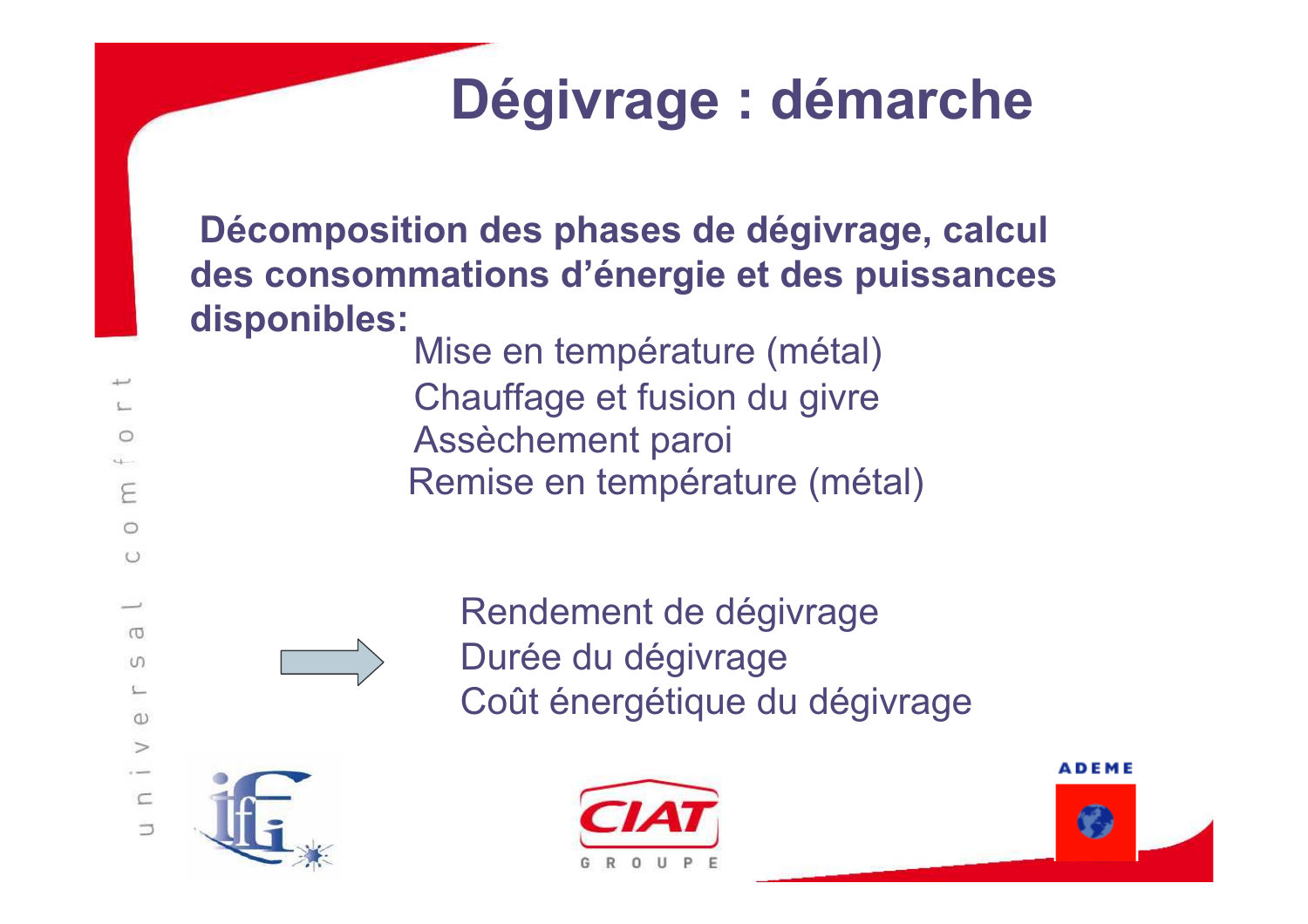# Dégivrage : démarche

**Décomposition des phases de dégivrage, calcul des consommations d'énergie et des puissances disponibles:**

- Mise en température (métal)
- Chauffage et fusion du givre
- Assèchement paroi
- Remise en température (métal)

→

- Rendement de dégivrage
- Durée du dégivrage
- Coût énergétique du dégivrage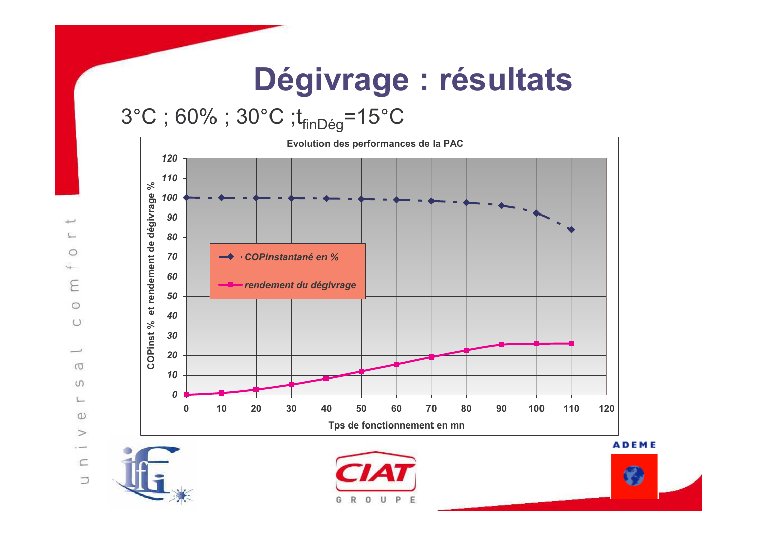# Dégivrage : résultats

3°C ; 60% ; 30°C ;$t_{finDég}$=15°C

**Evolution des performances de la PAC**

COPinst % et rendement de dégivrage %

- COPinstantané en %
- rendement du dégivrage

Tps de fonctionnement en mn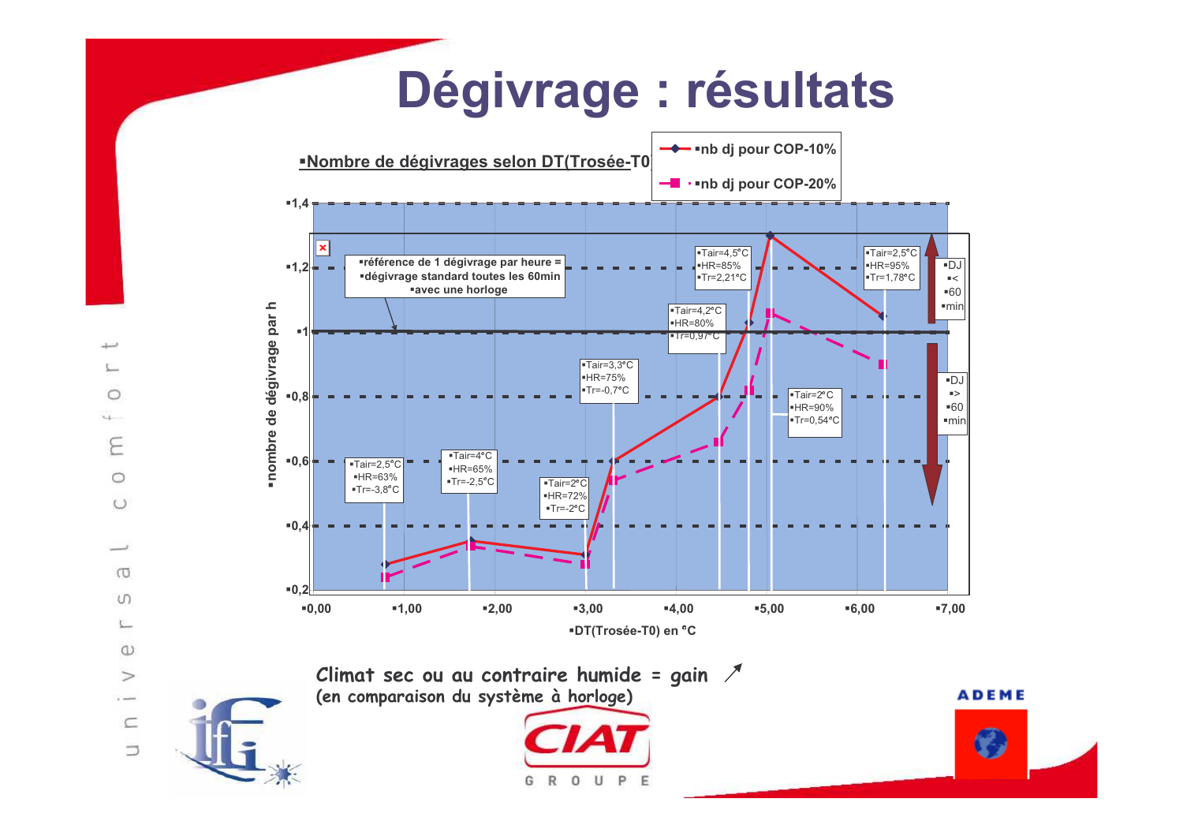# Dégivrage : résultats

**Nombre de dégivrages selon DT(Trosée-T0)**

- nb dj pour COP-10%
- nb dj pour COP-20%

nombre de dégivrage par h

- référence de 1 dégivrage par heure = dégivrage standard toutes les 60min avec une horloge

| Tair | HR | Tr |
|---|---|---|
| Tair=2,5°C | HR=63% | Tr=-3,8°C |
| Tair=4°C | HR=65% | Tr=-2,5°C |
| Tair=2°C | HR=72% | Tr=-2°C |
| Tair=3,3°C | HR=75% | Tr=-0,7°C |
| Tair=4,2°C | HR=80% | Tr=0,97°C |
| Tair=4,5°C | HR=85% | Tr=2,21°C |
| Tair=2°C | HR=90% | Tr=0,54°C |
| Tair=2,5°C | HR=95% | Tr=1,78°C |

DJ < 60 min

DJ > 60 min

DT(Trosée-T0) en °C

*Climat sec ou au contraire humide = gain ↗*
*(en comparaison du système à horloge)*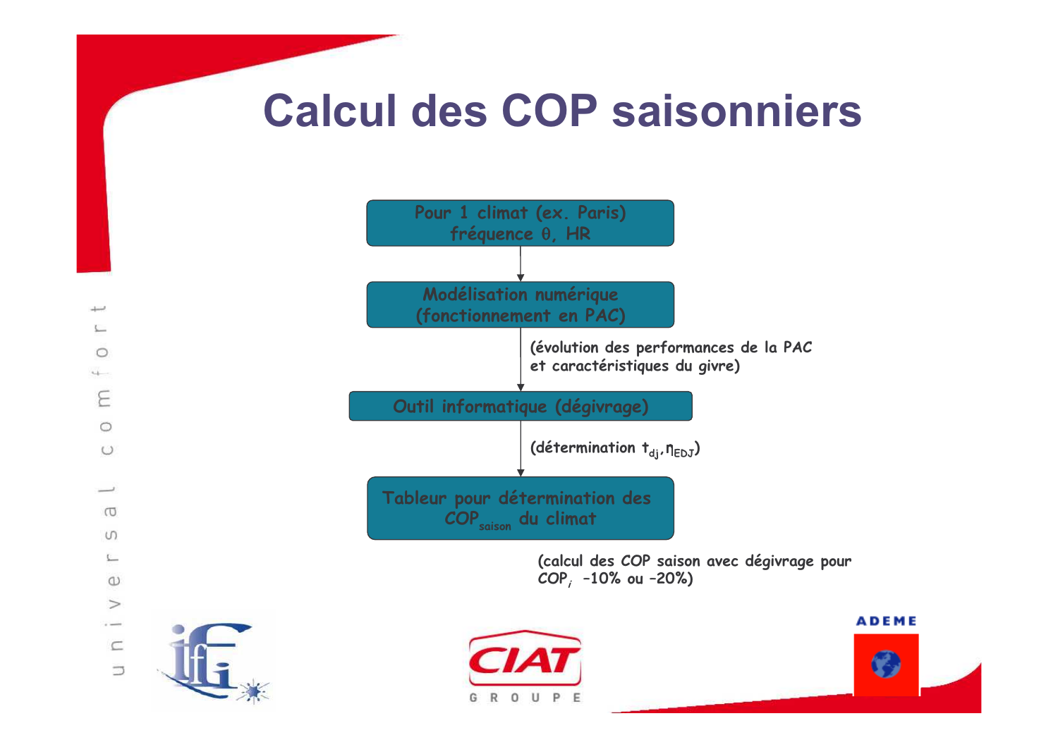# Calcul des COP saisonniers

Pour 1 climat (ex. Paris)
fréquence $\theta$, HR

↓

Modélisation numérique
(fonctionnement en PAC)

↓ (évolution des performances de la PAC et caractéristiques du givre)

Outil informatique (dégivrage)

↓ (détermination $t_{dj}$, $\eta_{EDJ}$)

Tableur pour détermination des $COP_{saison}$ du climat

(calcul des COP saison avec dégivrage pour $COP_i$ –10% ou –20%)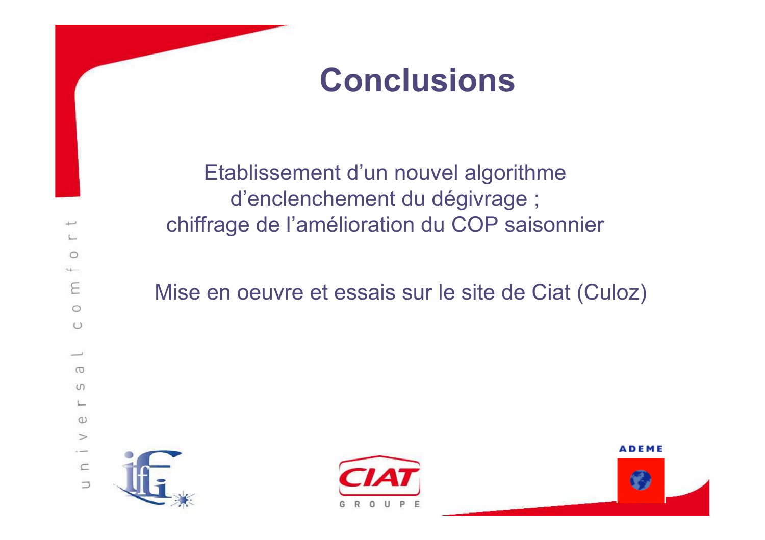# Conclusions

Etablissement d’un nouvel algorithme d’enclenchement du dégivrage ; chiffrage de l’amélioration du COP saisonnier

Mise en oeuvre et essais sur le site de Ciat (Culoz)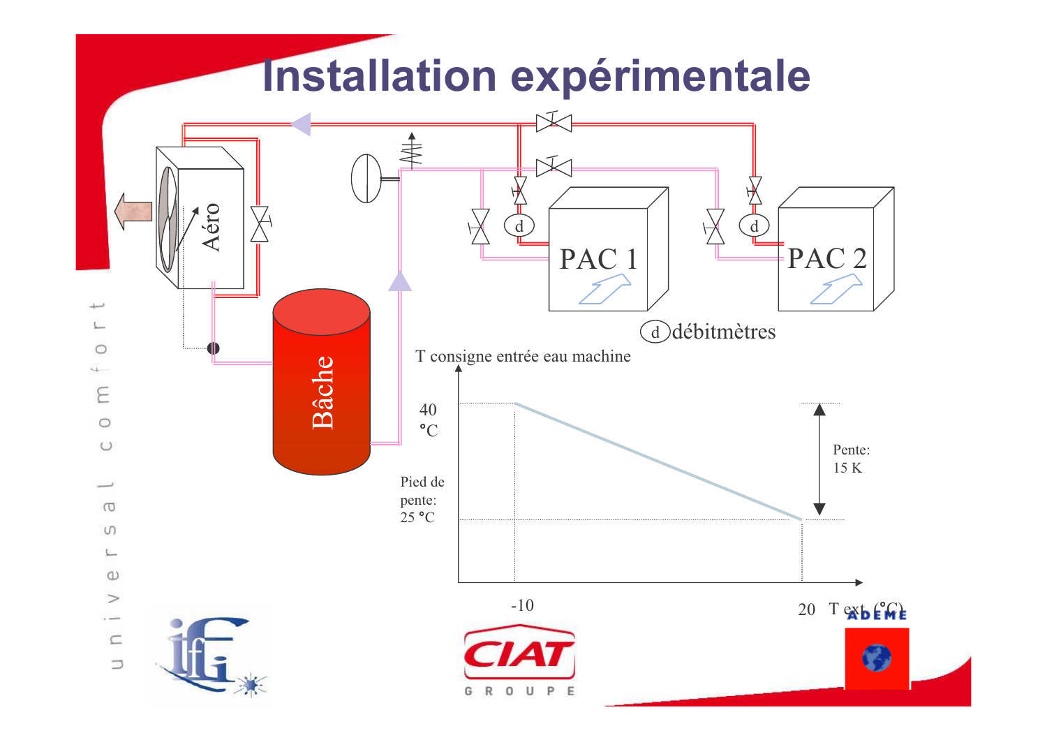# Installation expérimentale

Aéro

Bâche

PAC 1

PAC 2

d débitmètres

T consigne entrée eau machine

40 °C

Pied de pente: 25 °C

Pente: 15 K

-10

20 T ext (°C)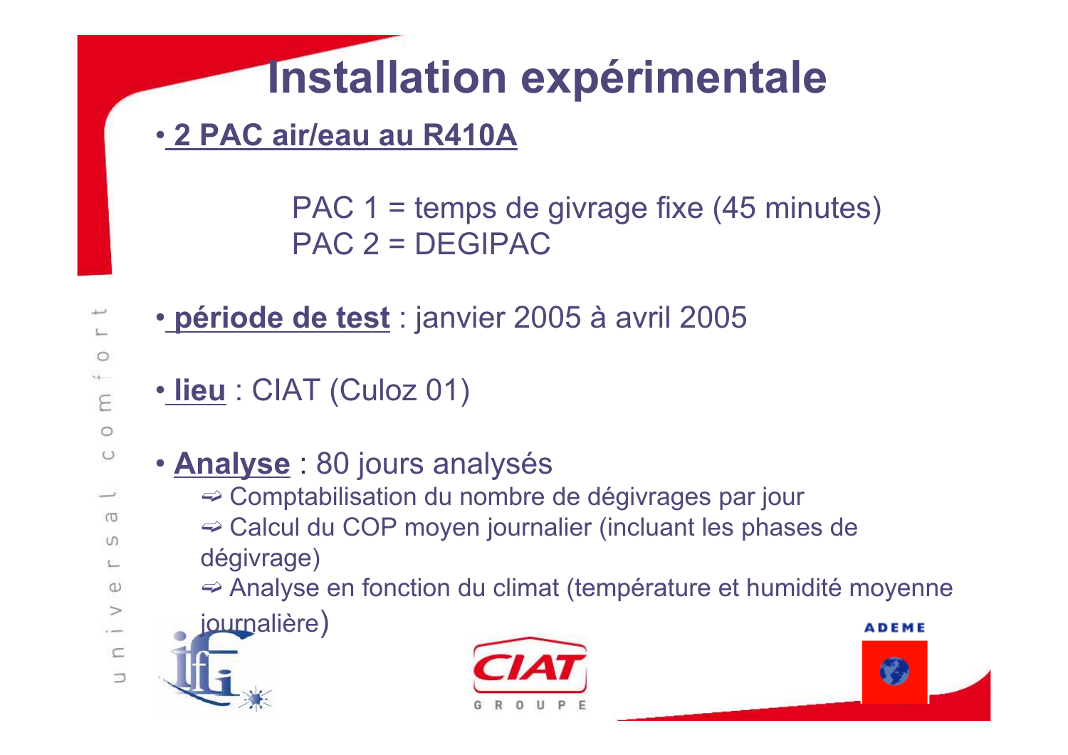# Installation expérimentale

- **2 PAC air/eau au R410A**

  PAC 1 = temps de givrage fixe (45 minutes)
  PAC 2 = DEGIPAC

- **période de test** : janvier 2005 à avril 2005

- **lieu** : CIAT (Culoz 01)

- **Analyse** : 80 jours analysés
  - ⇨ Comptabilisation du nombre de dégivrages par jour
  - ⇨ Calcul du COP moyen journalier (incluant les phases de dégivrage)
  - ⇨ Analyse en fonction du climat (température et humidité moyenne journalière)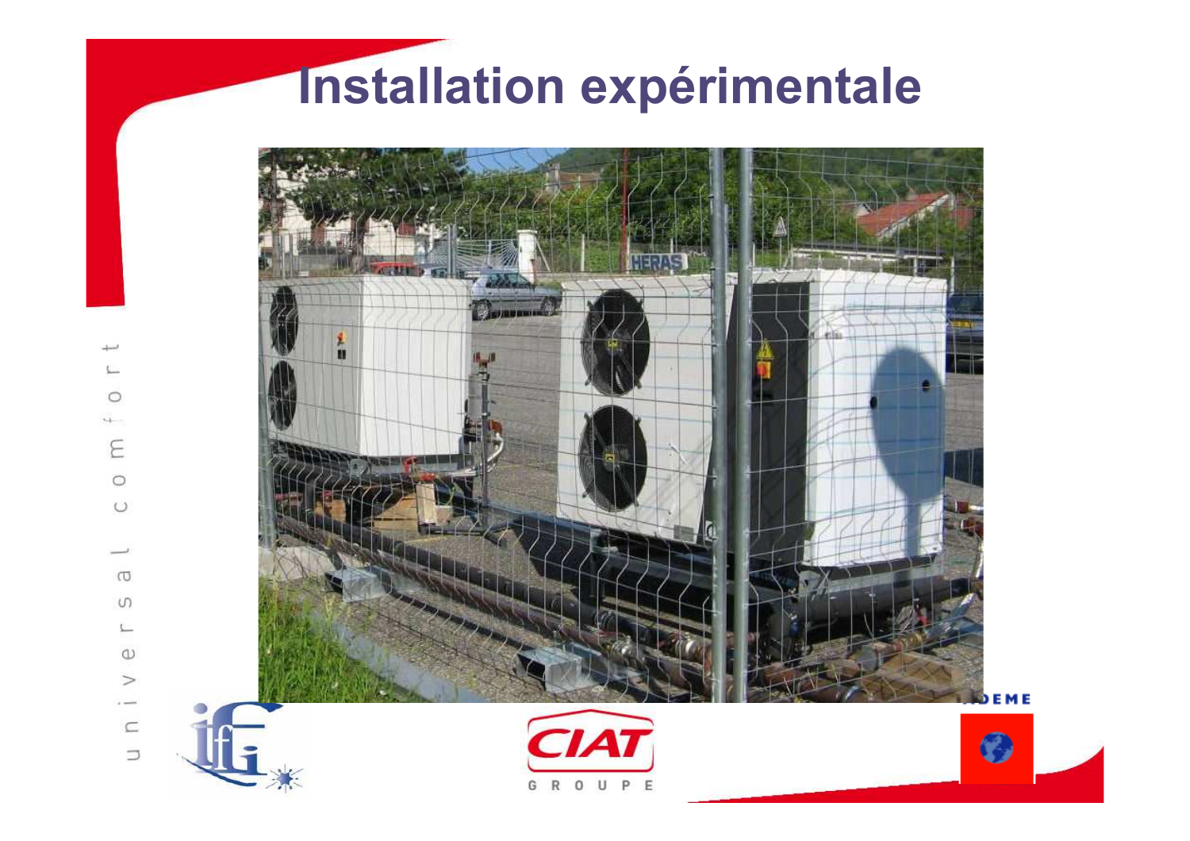# Installation expérimentale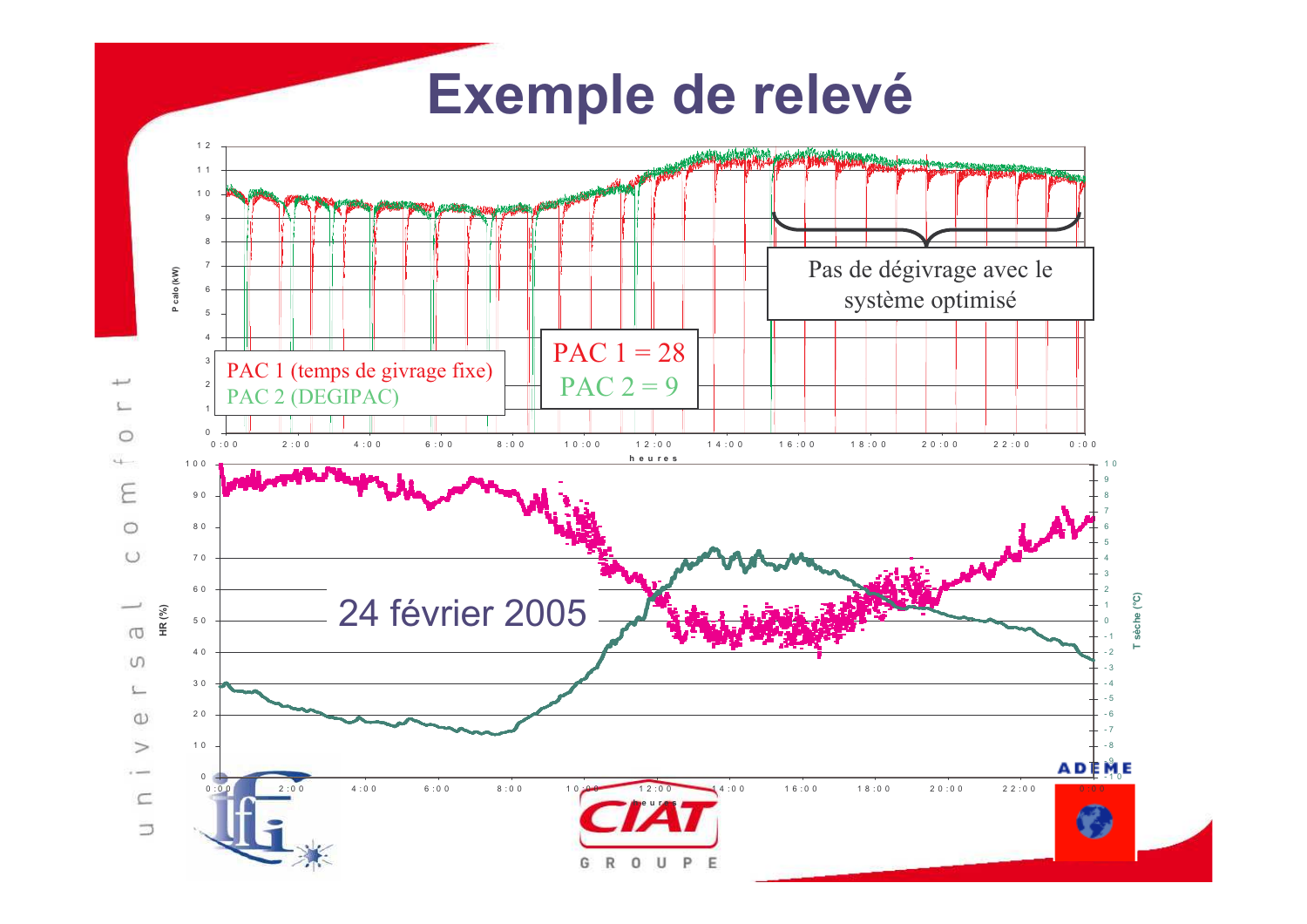# Exemple de relevé

P calo (kW)

PAC 1 (temps de givrage fixe)
PAC 2 (DEGIPAC)

PAC 1 = 28
PAC 2 = 9

Pas de dégivrage avec le système optimisé

heures

HR (%)

T sèche (°C)

24 février 2005

heures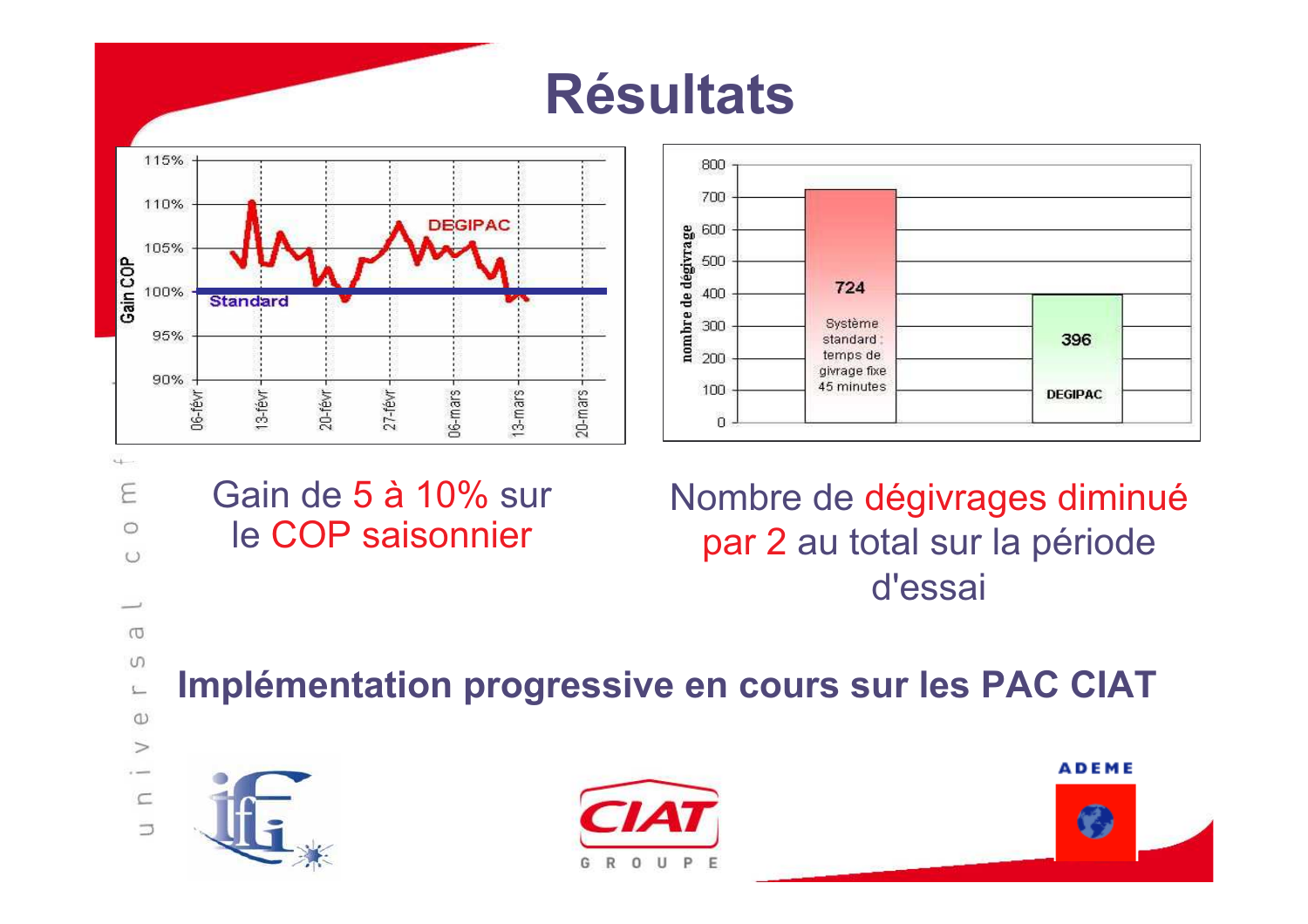# Résultats

Gain de 5 à 10% sur le COP saisonnier

Nombre de dégivrages diminué par 2 au total sur la période d'essai

**Implémentation progressive en cours sur les PAC CIAT**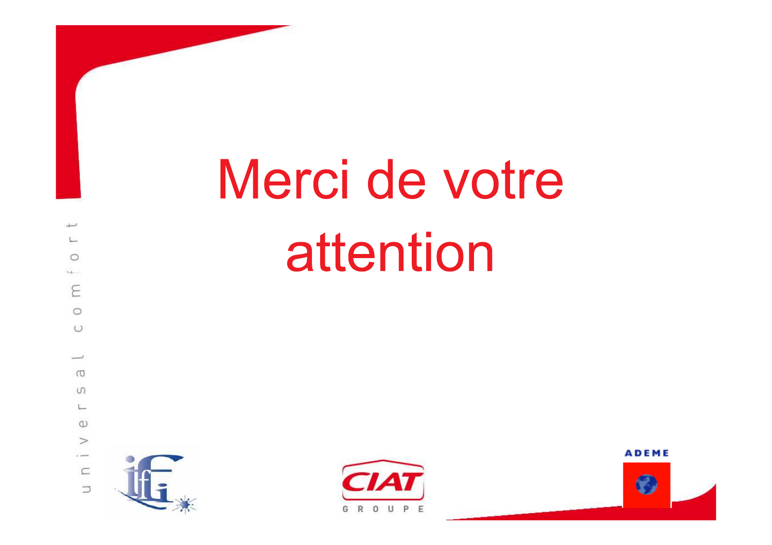# Merci de votre attention

universal comfort

ADEME

CIAT

GROUPE